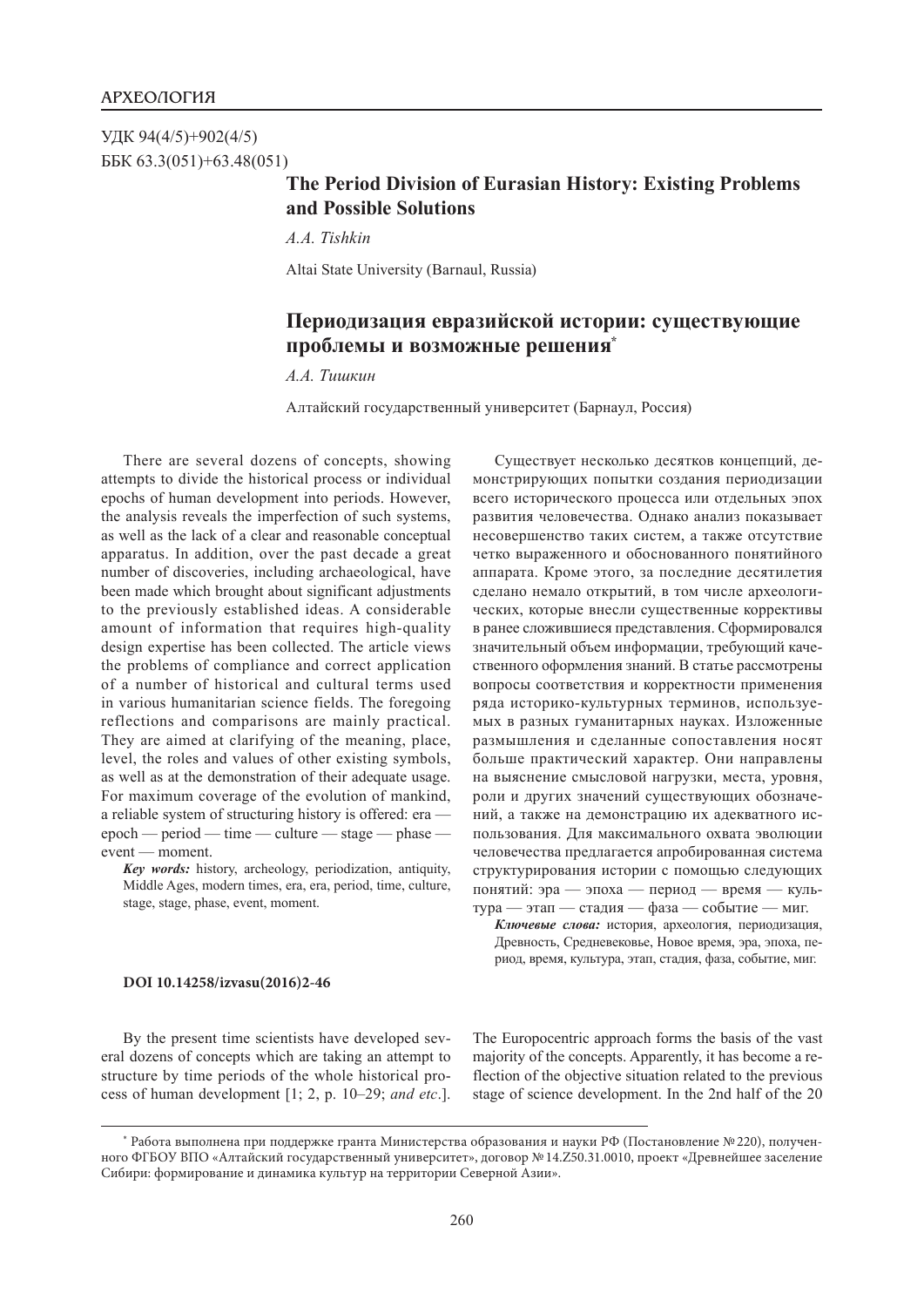АРХЕОЛОГИЯ

УДК 94(4/5)+902(4/5)
ББК 63.3(051)+63.48(051)

# The Period Division of Eurasian History: Existing Problems and Possible Solutions

*A.A. Tishkin*

Altai State University (Barnaul, Russia)

# Периодизация евразийской истории: существующие проблемы и возможные решения[*]

*А.А. Тишкин*

Алтайский государственный университет (Барнаул, Россия)

There are several dozens of concepts, showing attempts to divide the historical process or individual epochs of human development into periods. However, the analysis reveals the imperfection of such systems, as well as the lack of a clear and reasonable conceptual apparatus. In addition, over the past decade a great number of discoveries, including archaeological, have been made which brought about significant adjustments to the previously established ideas. A considerable amount of information that requires high-quality design expertise has been collected. The article views the problems of compliance and correct application of a number of historical and cultural terms used in various humanitarian science fields. The foregoing reflections and comparisons are mainly practical. They are aimed at clarifying of the meaning, place, level, the roles and values of other existing symbols, as well as at the demonstration of their adequate usage. For maximum coverage of the evolution of mankind, a reliable system of structuring history is offered: era — epoch — period — time — culture — stage — phase — event — moment.

***Key words:*** history, archeology, periodization, antiquity, Middle Ages, modern times, era, era, period, time, culture, stage, stage, phase, event, moment.

Существует несколько десятков концепций, демонстрирующих попытки создания периодизации всего исторического процесса или отдельных эпох развития человечества. Однако анализ показывает несовершенство таких систем, а также отсутствие четко выраженного и обоснованного понятийного аппарата. Кроме этого, за последние десятилетия сделано немало открытий, в том числе археологических, которые внесли существенные коррективы в ранее сложившиеся представления. Сформировался значительный объем информации, требующий качественного оформления знаний. В статье рассмотрены вопросы соответствия и корректности применения ряда историко-культурных терминов, используемых в разных гуманитарных науках. Изложенные размышления и сделанные сопоставления носят больше практический характер. Они направлены на выяснение смысловой нагрузки, места, уровня, роли и других значений существующих обозначений, а также на демонстрацию их адекватного использования. Для максимального охвата эволюции человечества предлагается апробированная система структурирования истории с помощью следующих понятий: эра — эпоха — период — время — культура — этап — стадия — фаза — событие — миг.

***Ключевые слова:*** история, археология, периодизация, Древность, Средневековье, Новое время, эра, эпоха, период, время, культура, этап, стадия, фаза, событие, миг.

**DOI 10.14258/izvasu(2016)2-46**

By the present time scientists have developed several dozens of concepts which are taking an attempt to structure by time periods of the whole historical process of human development [1; 2, p. 10–29; *and etc*.]. The Europocentric approach forms the basis of the vast majority of the concepts. Apparently, it has become a reflection of the objective situation related to the previous stage of science development. In the 2nd half of the 20

[*] Работа выполнена при поддержке гранта Министерства образования и науки РФ (Постановление № 220), полученного ФГБОУ ВПО «Алтайский государственный университет», договор № 14.Z50.31.0010, проект «Древнейшее заселение Сибири: формирование и динамика культур на территории Северной Азии».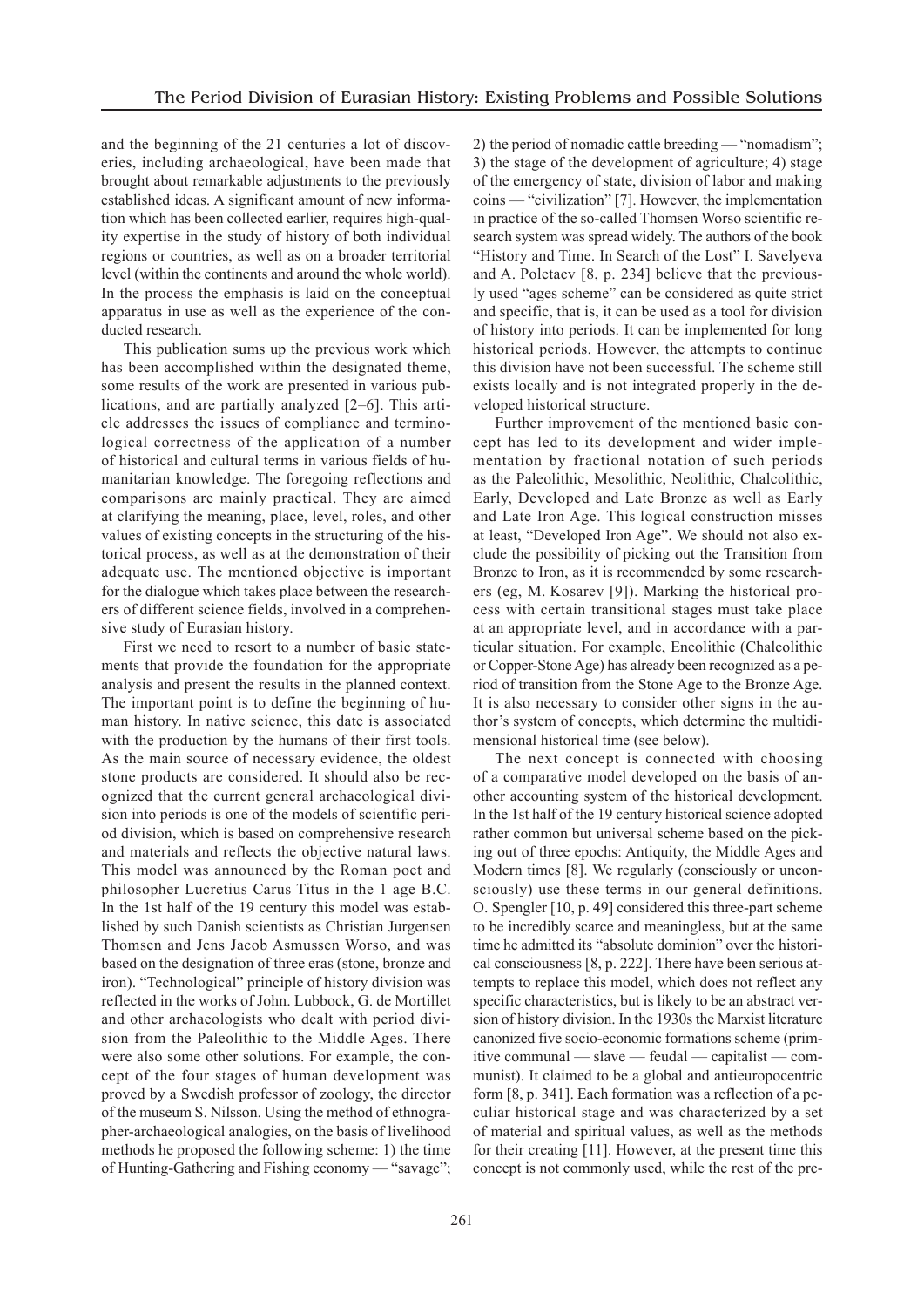and the beginning of the 21 centuries a lot of discoveries, including archaeological, have been made that brought about remarkable adjustments to the previously established ideas. A significant amount of new information which has been collected earlier, requires high-quality expertise in the study of history of both individual regions or countries, as well as on a broader territorial level (within the continents and around the whole world). In the process the emphasis is laid on the conceptual apparatus in use as well as the experience of the conducted research.

This publication sums up the previous work which has been accomplished within the designated theme, some results of the work are presented in various publications, and are partially analyzed [2–6]. This article addresses the issues of compliance and terminological correctness of the application of a number of historical and cultural terms in various fields of humanitarian knowledge. The foregoing reflections and comparisons are mainly practical. They are aimed at clarifying the meaning, place, level, roles, and other values of existing concepts in the structuring of the historical process, as well as at the demonstration of their adequate use. The mentioned objective is important for the dialogue which takes place between the researchers of different science fields, involved in a comprehensive study of Eurasian history.

First we need to resort to a number of basic statements that provide the foundation for the appropriate analysis and present the results in the planned context. The important point is to define the beginning of human history. In native science, this date is associated with the production by the humans of their first tools. As the main source of necessary evidence, the oldest stone products are considered. It should also be recognized that the current general archaeological division into periods is one of the models of scientific period division, which is based on comprehensive research and materials and reflects the objective natural laws. This model was announced by the Roman poet and philosopher Lucretius Carus Titus in the 1 age B.C. In the 1st half of the 19 century this model was established by such Danish scientists as Christian Jurgensen Thomsen and Jens Jacob Asmussen Worso, and was based on the designation of three eras (stone, bronze and iron). "Technological" principle of history division was reflected in the works of John. Lubbock, G. de Mortillet and other archaeologists who dealt with period division from the Paleolithic to the Middle Ages. There were also some other solutions. For example, the concept of the four stages of human development was proved by a Swedish professor of zoology, the director of the museum S. Nilsson. Using the method of ethnographer-archaeological analogies, on the basis of livelihood methods he proposed the following scheme: 1) the time of Hunting-Gathering and Fishing economy — "savage"; 2) the period of nomadic cattle breeding — "nomadism"; 3) the stage of the development of agriculture; 4) stage of the emergency of state, division of labor and making coins — "civilization" [7]. However, the implementation in practice of the so-called Thomsen Worso scientific research system was spread widely. The authors of the book "History and Time. In Search of the Lost" I. Savelyeva and A. Poletaev [8, p. 234] believe that the previously used "ages scheme" can be considered as quite strict and specific, that is, it can be used as a tool for division of history into periods. It can be implemented for long historical periods. However, the attempts to continue this division have not been successful. The scheme still exists locally and is not integrated properly in the developed historical structure.

Further improvement of the mentioned basic concept has led to its development and wider implementation by fractional notation of such periods as the Paleolithic, Mesolithic, Neolithic, Chalcolithic, Early, Developed and Late Bronze as well as Early and Late Iron Age. This logical construction misses at least, "Developed Iron Age". We should not also exclude the possibility of picking out the Transition from Bronze to Iron, as it is recommended by some researchers (eg, M. Kosarev [9]). Marking the historical process with certain transitional stages must take place at an appropriate level, and in accordance with a particular situation. For example, Eneolithic (Chalcolithic or Copper-Stone Age) has already been recognized as a period of transition from the Stone Age to the Bronze Age. It is also necessary to consider other signs in the author's system of concepts, which determine the multidimensional historical time (see below).

The next concept is connected with choosing of a comparative model developed on the basis of another accounting system of the historical development. In the 1st half of the 19 century historical science adopted rather common but universal scheme based on the picking out of three epochs: Antiquity, the Middle Ages and Modern times [8]. We regularly (consciously or unconsciously) use these terms in our general definitions. O. Spengler [10, p. 49] considered this three-part scheme to be incredibly scarce and meaningless, but at the same time he admitted its "absolute dominion" over the historical consciousness [8, p. 222]. There have been serious attempts to replace this model, which does not reflect any specific characteristics, but is likely to be an abstract version of history division. In the 1930s the Marxist literature canonized five socio-economic formations scheme (primitive communal — slave — feudal — capitalist — communist). It claimed to be a global and antieuropocentric form [8, p. 341]. Each formation was a reflection of a peculiar historical stage and was characterized by a set of material and spiritual values, as well as the methods for their creating [11]. However, at the present time this concept is not commonly used, while the rest of the pre-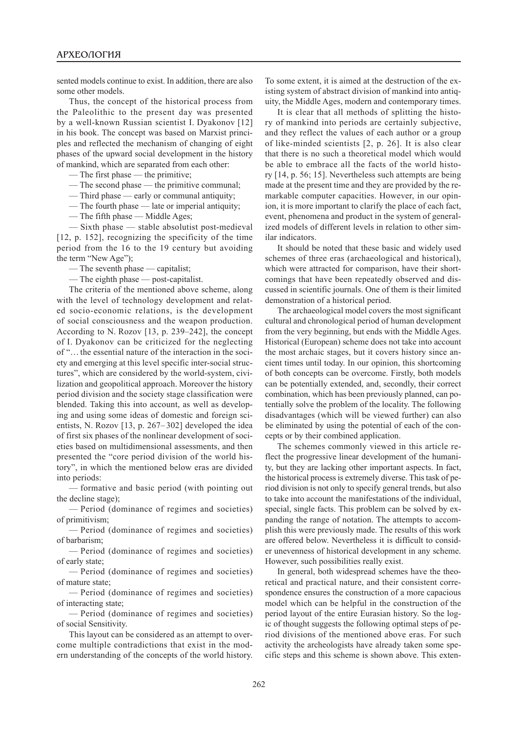sented models continue to exist. In addition, there are also some other models.

Thus, the concept of the historical process from the Paleolithic to the present day was presented by a well-known Russian scientist I. Dyakonov [12] in his book. The concept was based on Marxist principles and reflected the mechanism of changing of eight phases of the upward social development in the history of mankind, which are separated from each other:

— The first phase — the primitive;

— The second phase — the primitive communal;

— Third phase — early or communal antiquity;

— The fourth phase — late or imperial antiquity;

— The fifth phase — Middle Ages;

— Sixth phase — stable absolutist post-medieval [12, p. 152], recognizing the specificity of the time period from the 16 to the 19 century but avoiding the term "New Age");

— The seventh phase — capitalist;

— The eighth phase — post-capitalist.

The criteria of the mentioned above scheme, along with the level of technology development and related socio-economic relations, is the development of social consciousness and the weapon production. According to N. Rozov [13, p. 239–242], the concept of I. Dyakonov can be criticized for the neglecting of "… the essential nature of the interaction in the society and emerging at this level specific inter-social structures", which are considered by the world-system, civilization and geopolitical approach. Moreover the history period division and the society stage classification were blended. Taking this into account, as well as developing and using some ideas of domestic and foreign scientists, N. Rozov [13, p. 267–302] developed the idea of first six phases of the nonlinear development of societies based on multidimensional assessments, and then presented the "core period division of the world history", in which the mentioned below eras are divided into periods:

— formative and basic period (with pointing out the decline stage);

— Period (dominance of regimes and societies) of primitivism;

— Period (dominance of regimes and societies) of barbarism;

— Period (dominance of regimes and societies) of early state;

— Period (dominance of regimes and societies) of mature state;

— Period (dominance of regimes and societies) of interacting state;

— Period (dominance of regimes and societies) of social Sensitivity.

This layout can be considered as an attempt to overcome multiple contradictions that exist in the modern understanding of the concepts of the world history. To some extent, it is aimed at the destruction of the existing system of abstract division of mankind into antiquity, the Middle Ages, modern and contemporary times.

It is clear that all methods of splitting the history of mankind into periods are certainly subjective, and they reflect the values of each author or a group of like-minded scientists [2, p. 26]. It is also clear that there is no such a theoretical model which would be able to embrace all the facts of the world history [14, p. 56; 15]. Nevertheless such attempts are being made at the present time and they are provided by the remarkable computer capacities. However, in our opinion, it is more important to clarify the place of each fact, event, phenomena and product in the system of generalized models of different levels in relation to other similar indicators.

It should be noted that these basic and widely used schemes of three eras (archaeological and historical), which were attracted for comparison, have their shortcomings that have been repeatedly observed and discussed in scientific journals. One of them is their limited demonstration of a historical period.

The archaeological model covers the most significant cultural and chronological period of human development from the very beginning, but ends with the Middle Ages. Historical (European) scheme does not take into account the most archaic stages, but it covers history since ancient times until today. In our opinion, this shortcoming of both concepts can be overcome. Firstly, both models can be potentially extended, and, secondly, their correct combination, which has been previously planned, can potentially solve the problem of the locality. The following disadvantages (which will be viewed further) can also be eliminated by using the potential of each of the concepts or by their combined application.

The schemes commonly viewed in this article reflect the progressive linear development of the humanity, but they are lacking other important aspects. In fact, the historical process is extremely diverse. This task of period division is not only to specify general trends, but also to take into account the manifestations of the individual, special, single facts. This problem can be solved by expanding the range of notation. The attempts to accomplish this were previously made. The results of this work are offered below. Nevertheless it is difficult to consider unevenness of historical development in any scheme. However, such possibilities really exist.

In general, both widespread schemes have the theoretical and practical nature, and their consistent correspondence ensures the construction of a more capacious model which can be helpful in the construction of the period layout of the entire Eurasian history. So the logic of thought suggests the following optimal steps of period divisions of the mentioned above eras. For such activity the archeologists have already taken some specific steps and this scheme is shown above. This exten-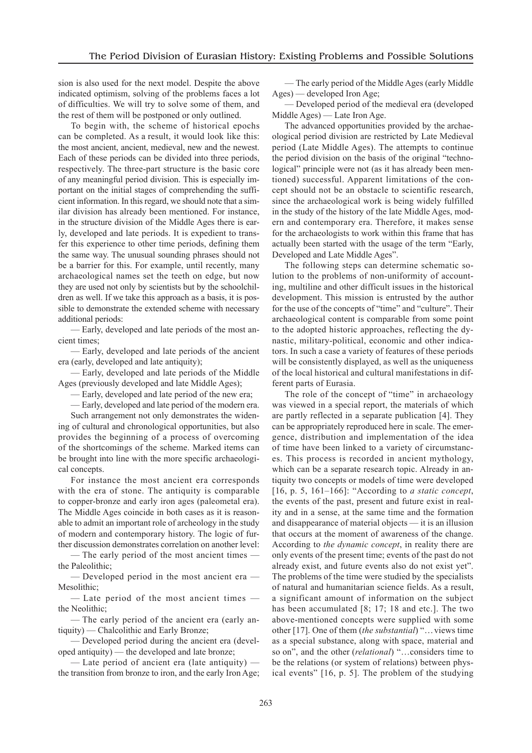sion is also used for the next model. Despite the above indicated optimism, solving of the problems faces a lot of difficulties. We will try to solve some of them, and the rest of them will be postponed or only outlined.

To begin with, the scheme of historical epochs can be completed. As a result, it would look like this: the most ancient, ancient, medieval, new and the newest. Each of these periods can be divided into three periods, respectively. The three-part structure is the basic core of any meaningful period division. This is especially important on the initial stages of comprehending the sufficient information. In this regard, we should note that a similar division has already been mentioned. For instance, in the structure division of the Middle Ages there is early, developed and late periods. It is expedient to transfer this experience to other time periods, defining them the same way. The unusual sounding phrases should not be a barrier for this. For example, until recently, many archaeological names set the teeth on edge, but now they are used not only by scientists but by the schoolchildren as well. If we take this approach as a basis, it is possible to demonstrate the extended scheme with necessary additional periods:

— Early, developed and late periods of the most ancient times;

— Early, developed and late periods of the ancient era (early, developed and late antiquity);

— Early, developed and late periods of the Middle Ages (previously developed and late Middle Ages);

— Early, developed and late period of the new era;

— Early, developed and late period of the modern era.

Such arrangement not only demonstrates the widening of cultural and chronological opportunities, but also provides the beginning of a process of overcoming of the shortcomings of the scheme. Marked items can be brought into line with the more specific archaeological concepts.

For instance the most ancient era corresponds with the era of stone. The antiquity is comparable to copper-bronze and early iron ages (paleometal era). The Middle Ages coincide in both cases as it is reasonable to admit an important role of archeology in the study of modern and contemporary history. The logic of further discussion demonstrates correlation on another level:

— The early period of the most ancient times — the Paleolithic;

— Developed period in the most ancient era — Mesolithic;

— Late period of the most ancient times — the Neolithic;

— The early period of the ancient era (early antiquity) — Chalcolithic and Early Bronze;

— Developed period during the ancient era (developed antiquity) — the developed and late bronze;

— Late period of ancient era (late antiquity) — the transition from bronze to iron, and the early Iron Age;

— The early period of the Middle Ages (early Middle Ages) — developed Iron Age;

— Developed period of the medieval era (developed Middle Ages) — Late Iron Age.

The advanced opportunities provided by the archaeological period division are restricted by Late Medieval period (Late Middle Ages). The attempts to continue the period division on the basis of the original "technological" principle were not (as it has already been mentioned) successful. Apparent limitations of the concept should not be an obstacle to scientific research, since the archaeological work is being widely fulfilled in the study of the history of the late Middle Ages, modern and contemporary era. Therefore, it makes sense for the archaeologists to work within this frame that has actually been started with the usage of the term "Early, Developed and Late Middle Ages".

The following steps can determine schematic solution to the problems of non-uniformity of accounting, multiline and other difficult issues in the historical development. This mission is entrusted by the author for the use of the concepts of "time" and "culture". Their archaeological content is comparable from some point to the adopted historic approaches, reflecting the dynastic, military-political, economic and other indicators. In such a case a variety of features of these periods will be consistently displayed, as well as the uniqueness of the local historical and cultural manifestations in different parts of Eurasia.

The role of the concept of "time" in archaeology was viewed in a special report, the materials of which are partly reflected in a separate publication [4]. They can be appropriately reproduced here in scale. The emergence, distribution and implementation of the idea of time have been linked to a variety of circumstances. This process is recorded in ancient mythology, which can be a separate research topic. Already in antiquity two concepts or models of time were developed [16, p. 5, 161–166]: "According to *a static concept*, the events of the past, present and future exist in reality and in a sense, at the same time and the formation and disappearance of material objects — it is an illusion that occurs at the moment of awareness of the change. According to *the dynamic concept*, in reality there are only events of the present time; events of the past do not already exist, and future events also do not exist yet". The problems of the time were studied by the specialists of natural and humanitarian science fields. As a result, a significant amount of information on the subject has been accumulated [8; 17; 18 and etc.]. The two above-mentioned concepts were supplied with some other [17]. One of them (*the substantial*) "…views time as a special substance, along with space, material and so on", and the other (*relational*) "…considers time to be the relations (or system of relations) between physical events" [16, p. 5]. The problem of the studying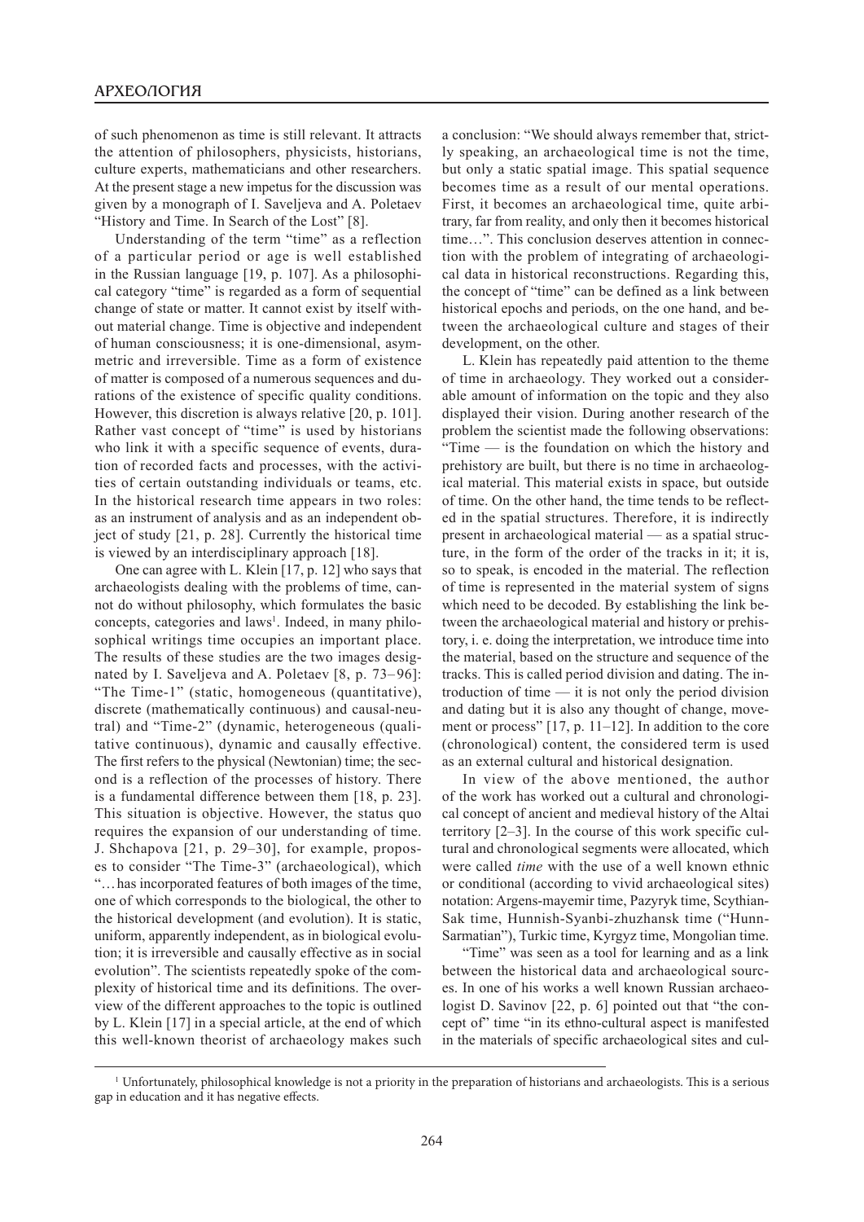of such phenomenon as time is still relevant. It attracts the attention of philosophers, physicists, historians, culture experts, mathematicians and other researchers. At the present stage a new impetus for the discussion was given by a monograph of I. Saveljeva and A. Poletaev "History and Time. In Search of the Lost" [8].

Understanding of the term "time" as a reflection of a particular period or age is well established in the Russian language [19, p. 107]. As a philosophical category "time" is regarded as a form of sequential change of state or matter. It cannot exist by itself without material change. Time is objective and independent of human consciousness; it is one-dimensional, asymmetric and irreversible. Time as a form of existence of matter is composed of a numerous sequences and durations of the existence of specific quality conditions. However, this discretion is always relative [20, p. 101]. Rather vast concept of "time" is used by historians who link it with a specific sequence of events, duration of recorded facts and processes, with the activities of certain outstanding individuals or teams, etc. In the historical research time appears in two roles: as an instrument of analysis and as an independent object of study [21, p. 28]. Currently the historical time is viewed by an interdisciplinary approach [18].

One can agree with L. Klein [17, p. 12] who says that archaeologists dealing with the problems of time, cannot do without philosophy, which formulates the basic concepts, categories and laws[1]. Indeed, in many philosophical writings time occupies an important place. The results of these studies are the two images designated by I. Saveljeva and A. Poletaev [8, p. 73–96]: "The Time-1" (static, homogeneous (quantitative), discrete (mathematically continuous) and causal-neutral) and "Time-2" (dynamic, heterogeneous (qualitative continuous), dynamic and causally effective. The first refers to the physical (Newtonian) time; the second is a reflection of the processes of history. There is a fundamental difference between them [18, p. 23]. This situation is objective. However, the status quo requires the expansion of our understanding of time. J. Shchapova [21, p. 29–30], for example, proposes to consider "The Time-3" (archaeological), which "…has incorporated features of both images of the time, one of which corresponds to the biological, the other to the historical development (and evolution). It is static, uniform, apparently independent, as in biological evolution; it is irreversible and causally effective as in social evolution". The scientists repeatedly spoke of the complexity of historical time and its definitions. The overview of the different approaches to the topic is outlined by L. Klein [17] in a special article, at the end of which this well-known theorist of archaeology makes such a conclusion: "We should always remember that, strictly speaking, an archaeological time is not the time, but only a static spatial image. This spatial sequence becomes time as a result of our mental operations. First, it becomes an archaeological time, quite arbitrary, far from reality, and only then it becomes historical time…". This conclusion deserves attention in connection with the problem of integrating of archaeological data in historical reconstructions. Regarding this, the concept of "time" can be defined as a link between historical epochs and periods, on the one hand, and between the archaeological culture and stages of their development, on the other.

L. Klein has repeatedly paid attention to the theme of time in archaeology. They worked out a considerable amount of information on the topic and they also displayed their vision. During another research of the problem the scientist made the following observations: "Time — is the foundation on which the history and prehistory are built, but there is no time in archaeological material. This material exists in space, but outside of time. On the other hand, the time tends to be reflected in the spatial structures. Therefore, it is indirectly present in archaeological material — as a spatial structure, in the form of the order of the tracks in it; it is, so to speak, is encoded in the material. The reflection of time is represented in the material system of signs which need to be decoded. By establishing the link between the archaeological material and history or prehistory, i. e. doing the interpretation, we introduce time into the material, based on the structure and sequence of the tracks. This is called period division and dating. The introduction of time — it is not only the period division and dating but it is also any thought of change, movement or process" [17, p. 11–12]. In addition to the core (chronological) content, the considered term is used as an external cultural and historical designation.

In view of the above mentioned, the author of the work has worked out a cultural and chronological concept of ancient and medieval history of the Altai territory [2–3]. In the course of this work specific cultural and chronological segments were allocated, which were called *time* with the use of a well known ethnic or conditional (according to vivid archaeological sites) notation: Argens-mayemir time, Pazyryk time, Scythian-Sak time, Hunnish-Syanbi-zhuzhansk time ("Hunn-Sarmatian"), Turkic time, Kyrgyz time, Mongolian time.

"Time" was seen as a tool for learning and as a link between the historical data and archaeological sources. In one of his works a well known Russian archaeologist D. Savinov [22, p. 6] pointed out that "the concept of" time "in its ethno-cultural aspect is manifested in the materials of specific archaeological sites and cul-

[1] Unfortunately, philosophical knowledge is not a priority in the preparation of historians and archaeologists. This is a serious gap in education and it has negative effects.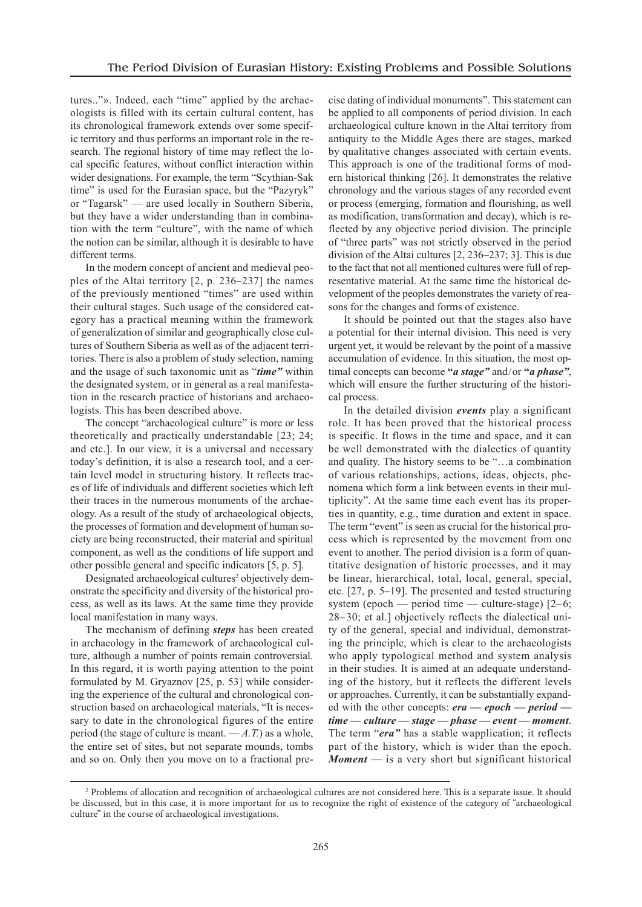tures..."». Indeed, each "time" applied by the archaeologists is filled with its certain cultural content, has its chronological framework extends over some specific territory and thus performs an important role in the research. The regional history of time may reflect the local specific features, without conflict interaction within wider designations. For example, the term "Scythian-Sak time" is used for the Eurasian space, but the "Pazyryk" or "Tagarsk" — are used locally in Southern Siberia, but they have a wider understanding than in combination with the term "culture", with the name of which the notion can be similar, although it is desirable to have different terms.

In the modern concept of ancient and medieval peoples of the Altai territory [2, p. 236–237] the names of the previously mentioned "times" are used within their cultural stages. Such usage of the considered category has a practical meaning within the framework of generalization of similar and geographically close cultures of Southern Siberia as well as of the adjacent territories. There is also a problem of study selection, naming and the usage of such taxonomic unit as "***time"*** within the designated system, or in general as a real manifestation in the research practice of historians and archaeologists. This has been described above.

The concept "archaeological culture" is more or less theoretically and practically understandable [23; 24; and etc.]. In our view, it is a universal and necessary today's definition, it is also a research tool, and a certain level model in structuring history. It reflects traces of life of individuals and different societies which left their traces in the numerous monuments of the archaeology. As a result of the study of archaeological objects, the processes of formation and development of human society are being reconstructed, their material and spiritual component, as well as the conditions of life support and other possible general and specific indicators [5, p. 5].

Designated archaeological cultures[2] objectively demonstrate the specificity and diversity of the historical process, as well as its laws. At the same time they provide local manifestation in many ways.

The mechanism of defining ***steps*** has been created in archaeology in the framework of archaeological culture, although a number of points remain controversial. In this regard, it is worth paying attention to the point formulated by M. Gryaznov [25, p. 53] while considering the experience of the cultural and chronological construction based on archaeological materials, "It is necessary to date in the chronological figures of the entire period (the stage of culture is meant. — *A.T.*) as a whole, the entire set of sites, but not separate mounds, tombs and so on. Only then you move on to a fractional precise dating of individual monuments". This statement can be applied to all components of period division. In each archaeological culture known in the Altai territory from antiquity to the Middle Ages there are stages, marked by qualitative changes associated with certain events. This approach is one of the traditional forms of modern historical thinking [26]. It demonstrates the relative chronology and the various stages of any recorded event or process (emerging, formation and flourishing, as well as modification, transformation and decay), which is reflected by any objective period division. The principle of "three parts" was not strictly observed in the period division of the Altai cultures [2, 236–237; 3]. This is due to the fact that not all mentioned cultures were full of representative material. At the same time the historical development of the peoples demonstrates the variety of reasons for the changes and forms of existence.

It should be pointed out that the stages also have a potential for their internal division. This need is very urgent yet, it would be relevant by the point of a massive accumulation of evidence. In this situation, the most optimal concepts can become ***"a stage"*** and/or ***"a phase"***, which will ensure the further structuring of the historical process.

In the detailed division ***events*** play a significant role. It has been proved that the historical process is specific. It flows in the time and space, and it can be well demonstrated with the dialectics of quantity and quality. The history seems to be "…a combination of various relationships, actions, ideas, objects, phenomena which form a link between events in their multiplicity". At the same time each event has its properties in quantity, e.g., time duration and extent in space. The term "event" is seen as crucial for the historical process which is represented by the movement from one event to another. The period division is a form of quantitative designation of historic processes, and it may be linear, hierarchical, total, local, general, special, etc. [27, p. 5–19]. The presented and tested structuring system (epoch — period time — culture-stage) [2–6; 28–30; et al.] objectively reflects the dialectical unity of the general, special and individual, demonstrating the principle, which is clear to the archaeologists who apply typological method and system analysis in their studies. It is aimed at an adequate understanding of the history, but it reflects the different levels or approaches. Currently, it can be substantially expanded with the other concepts: ***era — epoch — period — time — culture — stage — phase — event — moment***. The term "***era"*** has a stable wapplication; it reflects part of the history, which is wider than the epoch. ***Moment*** — is a very short but significant historical

[2] Problems of allocation and recognition of archaeological cultures are not considered here. This is a separate issue. It should be discussed, but in this case, it is more important for us to recognize the right of existence of the category of "archaeological culture" in the course of archaeological investigations.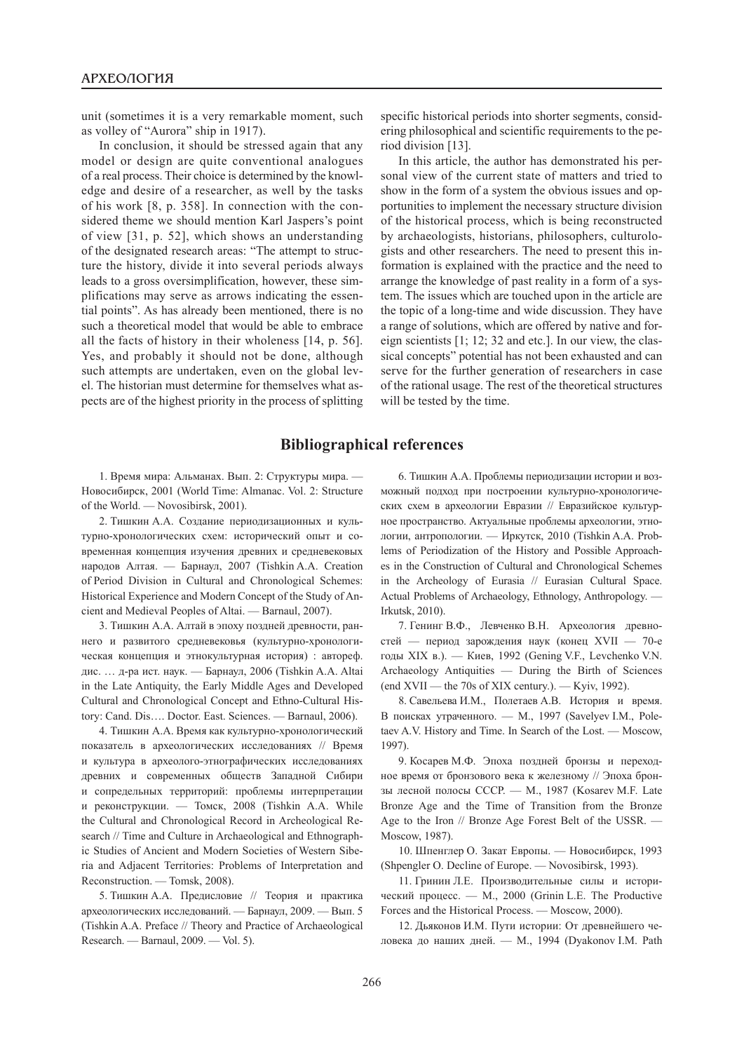unit (sometimes it is a very remarkable moment, such as volley of "Aurora" ship in 1917).

In conclusion, it should be stressed again that any model or design are quite conventional analogues of a real process. Their choice is determined by the knowledge and desire of a researcher, as well by the tasks of his work [8, p. 358]. In connection with the considered theme we should mention Karl Jaspers's point of view [31, p. 52], which shows an understanding of the designated research areas: "The attempt to structure the history, divide it into several periods always leads to a gross oversimplification, however, these simplifications may serve as arrows indicating the essential points". As has already been mentioned, there is no such a theoretical model that would be able to embrace all the facts of history in their wholeness [14, p. 56]. Yes, and probably it should not be done, although such attempts are undertaken, even on the global level. The historian must determine for themselves what aspects are of the highest priority in the process of splitting specific historical periods into shorter segments, considering philosophical and scientific requirements to the period division [13].

In this article, the author has demonstrated his personal view of the current state of matters and tried to show in the form of a system the obvious issues and opportunities to implement the necessary structure division of the historical process, which is being reconstructed by archaeologists, historians, philosophers, culturologists and other researchers. The need to present this information is explained with the practice and the need to arrange the knowledge of past reality in a form of a system. The issues which are touched upon in the article are the topic of a long-time and wide discussion. They have a range of solutions, which are offered by native and foreign scientists [1; 12; 32 and etc.]. In our view, the classical concepts" potential has not been exhausted and can serve for the further generation of researchers in case of the rational usage. The rest of the theoretical structures will be tested by the time.

## Bibliographical references

1. Время мира: Альманах. Вып. 2: Структуры мира. — Новосибирск, 2001 (World Time: Almanac. Vol. 2: Structure of the World. — Novosibirsk, 2001).

2. Тишкин А.А. Создание периодизационных и культурно-хронологических схем: исторический опыт и современная концепция изучения древних и средневековых народов Алтая. — Барнаул, 2007 (Tishkin A.A. Creation of Period Division in Cultural and Chronological Schemes: Historical Experience and Modern Concept of the Study of Ancient and Medieval Peoples of Altai. — Barnaul, 2007).

3. Тишкин А.А. Алтай в эпоху поздней древности, раннего и развитого средневековья (культурно-хронологическая концепция и этнокультурная история) : автореф. дис. … д-ра ист. наук. — Барнаул, 2006 (Tishkin A.A. Altai in the Late Antiquity, the Early Middle Ages and Developed Cultural and Chronological Concept and Ethno-Cultural History: Cand. Dis…. Doctor. East. Sciences. — Barnaul, 2006).

4. Тишкин А.А. Время как культурно-хронологический показатель в археологических исследованиях // Время и культура в археолого-этнографических исследованиях древних и современных обществ Западной Сибири и сопредельных территорий: проблемы интерпретации и реконструкции. — Томск, 2008 (Tishkin A.A. While the Cultural and Chronological Record in Archeological Research // Time and Culture in Archaeological and Ethnographic Studies of Ancient and Modern Societies of Western Siberia and Adjacent Territories: Problems of Interpretation and Reconstruction. — Tomsk, 2008).

5. Тишкин А.А. Предисловие // Теория и практика археологических исследований. — Барнаул, 2009. — Вып. 5 (Tishkin A.A. Preface // Theory and Practice of Archaeological Research. — Barnaul, 2009. — Vol. 5).

6. Тишкин А.А. Проблемы периодизации истории и возможный подход при построении культурно-хронологических схем в археологии Евразии // Евразийское культурное пространство. Актуальные проблемы археологии, этнологии, антропологии. — Иркутск, 2010 (Tishkin A.A. Problems of Periodization of the History and Possible Approaches in the Construction of Cultural and Chronological Schemes in the Archeology of Eurasia // Eurasian Cultural Space. Actual Problems of Archaeology, Ethnology, Anthropology. — Irkutsk, 2010).

7. Генинг В.Ф., Левченко В.Н. Археология древностей — период зарождения наук (конец XVII — 70-е годы XIX в.). — Киев, 1992 (Gening V.F., Levchenko V.N. Archaeology Antiquities — During the Birth of Sciences (end XVII — the 70s of XIX century.). — Kyiv, 1992).

8. Савельева И.М., Полетаев А.В. История и время. В поисках утраченного. — М., 1997 (Savelyev I.M., Poletaev A.V. History and Time. In Search of the Lost. — Moscow, 1997).

9. Косарев М.Ф. Эпоха поздней бронзы и переходное время от бронзового века к железному // Эпоха бронзы лесной полосы СССР. — М., 1987 (Kosarev M.F. Late Bronze Age and the Time of Transition from the Bronze Age to the Iron // Bronze Age Forest Belt of the USSR. — Moscow, 1987).

10. Шпенглер О. Закат Европы. — Новосибирск, 1993 (Shpengler O. Decline of Europe. — Novosibirsk, 1993).

11. Гринин Л.Е. Производительные силы и исторический процесс. — М., 2000 (Grinin L.E. The Productive Forces and the Historical Process. — Moscow, 2000).

12. Дьяконов И.М. Пути истории: От древнейшего человека до наших дней. — М., 1994 (Dyakonov I.M. Path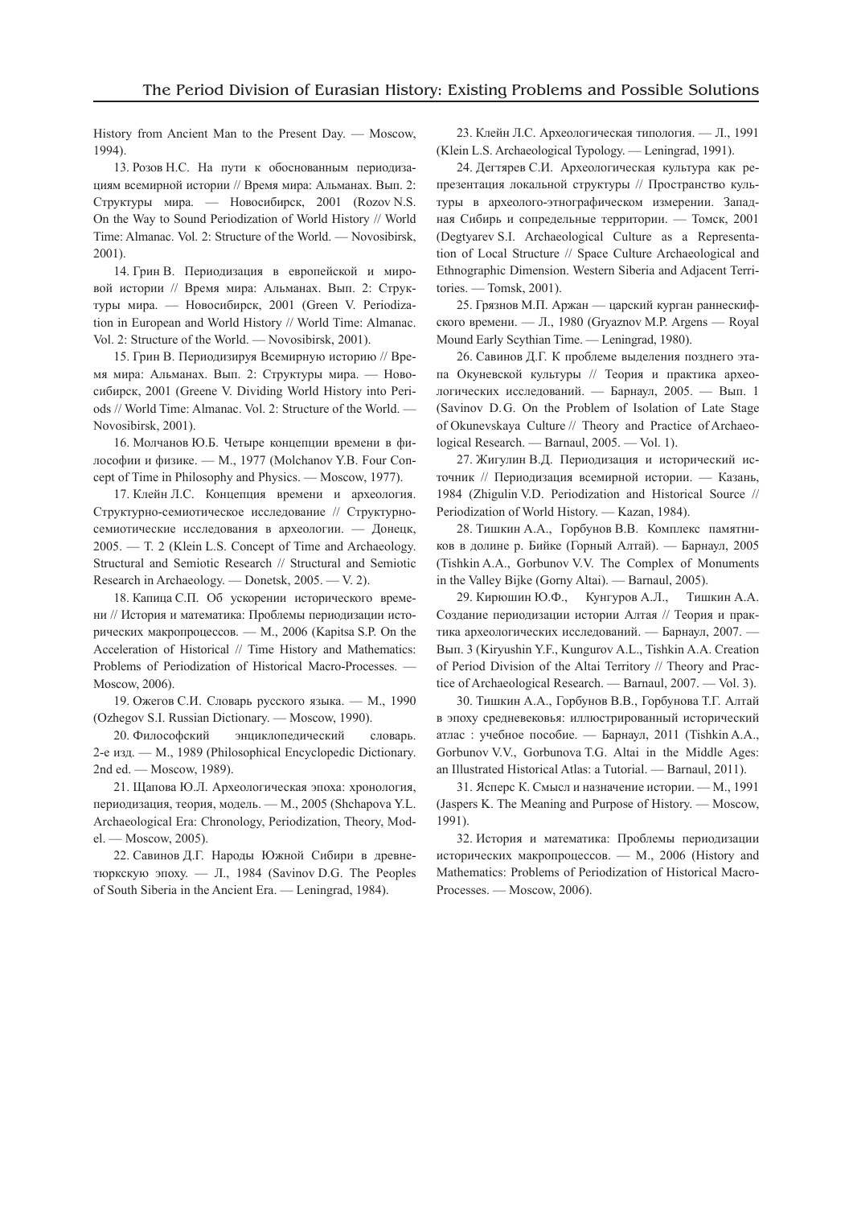History from Ancient Man to the Present Day. — Moscow, 1994).

13. Розов Н.С. На пути к обоснованным периодизациям всемирной истории // Время мира: Альманах. Вып. 2: Структуры мира. — Новосибирск, 2001 (Rozov N.S. On the Way to Sound Periodization of World History // World Time: Almanac. Vol. 2: Structure of the World. — Novosibirsk, 2001).

14. Грин В. Периодизация в европейской и мировой истории // Время мира: Альманах. Вып. 2: Структуры мира. — Новосибирск, 2001 (Green V. Periodization in European and World History // World Time: Almanac. Vol. 2: Structure of the World. — Novosibirsk, 2001).

15. Грин В. Периодизируя Всемирную историю // Время мира: Альманах. Вып. 2: Структуры мира. — Новосибирск, 2001 (Greene V. Dividing World History into Periods // World Time: Almanac. Vol. 2: Structure of the World. — Novosibirsk, 2001).

16. Молчанов Ю.Б. Четыре концепции времени в философии и физике. — М., 1977 (Molchanov Y.B. Four Concept of Time in Philosophy and Physics. — Moscow, 1977).

17. Клейн Л.С. Концепция времени и археология. Структурно-семиотическое исследование // Структурно-семиотические исследования в археологии. — Донецк, 2005. — Т. 2 (Klein L.S. Concept of Time and Archaeology. Structural and Semiotic Research // Structural and Semiotic Research in Archaeology. — Donetsk, 2005. — V. 2).

18. Капица С.П. Об ускорении исторического времени // История и математика: Проблемы периодизации исторических макропроцессов. — М., 2006 (Kapitsa S.P. On the Acceleration of Historical // Time History and Mathematics: Problems of Periodization of Historical Macro-Processes. — Moscow, 2006).

19. Ожегов С.И. Словарь русского языка. — М., 1990 (Ozhegov S.I. Russian Dictionary. — Moscow, 1990).

20. Философский энциклопедический словарь. 2-е изд. — М., 1989 (Philosophical Encyclopedic Dictionary. 2nd ed. — Moscow, 1989).

21. Щапова Ю.Л. Археологическая эпоха: хронология, периодизация, теория, модель. — М., 2005 (Shchapova Y.L. Archaeological Era: Chronology, Periodization, Theory, Model. — Moscow, 2005).

22. Савинов Д.Г. Народы Южной Сибири в древнетюркскую эпоху. — Л., 1984 (Savinov D.G. The Peoples of South Siberia in the Ancient Era. — Leningrad, 1984).

23. Клейн Л.С. Археологическая типология. — Л., 1991 (Klein L.S. Archaeological Typology. — Leningrad, 1991).

24. Дегтярев С.И. Археологическая культура как репрезентация локальной структуры // Пространство культуры в археолого-этнографическом измерении. Западная Сибирь и сопредельные территории. — Томск, 2001 (Degtyarev S.I. Archaeological Culture as a Representation of Local Structure // Space Culture Archaeological and Ethnographic Dimension. Western Siberia and Adjacent Territories. — Tomsk, 2001).

25. Грязнов М.П. Аржан — царский курган раннескифского времени. — Л., 1980 (Gryaznov M.P. Argens — Royal Mound Early Scythian Time. — Leningrad, 1980).

26. Савинов Д.Г. К проблеме выделения позднего этапа Окуневской культуры // Теория и практика археологических исследований. — Барнаул, 2005. — Вып. 1 (Savinov D.G. On the Problem of Isolation of Late Stage of Okunevskaya Culture // Theory and Practice of Archaeological Research. — Barnaul, 2005. — Vol. 1).

27. Жигулин В.Д. Периодизация и исторический источник // Периодизация всемирной истории. — Казань, 1984 (Zhigulin V.D. Periodization and Historical Source // Periodization of World History. — Kazan, 1984).

28. Тишкин А.А., Горбунов В.В. Комплекс памятников в долине р. Бийке (Горный Алтай). — Барнаул, 2005 (Tishkin A.A., Gorbunov V.V. The Complex of Monuments in the Valley Bijke (Gorny Altai). — Barnaul, 2005).

29. Кирюшин Ю.Ф., Кунгуров А.Л., Тишкин А.А. Создание периодизации истории Алтая // Теория и практика археологических исследований. — Барнаул, 2007. — Вып. 3 (Kiryushin Y.F., Kungurov A.L., Tishkin A.A. Creation of Period Division of the Altai Territory // Theory and Practice of Archaeological Research. — Barnaul, 2007. — Vol. 3).

30. Тишкин А.А., Горбунов В.В., Горбунова Т.Г. Алтай в эпоху средневековья: иллюстрированный исторический атлас : учебное пособие. — Барнаул, 2011 (Tishkin A.A., Gorbunov V.V., Gorbunova T.G. Altai in the Middle Ages: an Illustrated Historical Atlas: a Tutorial. — Barnaul, 2011).

31. Ясперс К. Смысл и назначение истории. — М., 1991 (Jaspers K. The Meaning and Purpose of History. — Moscow, 1991).

32. История и математика: Проблемы периодизации исторических макропроцессов. — М., 2006 (History and Mathematics: Problems of Periodization of Historical Macro-Processes. — Moscow, 2006).